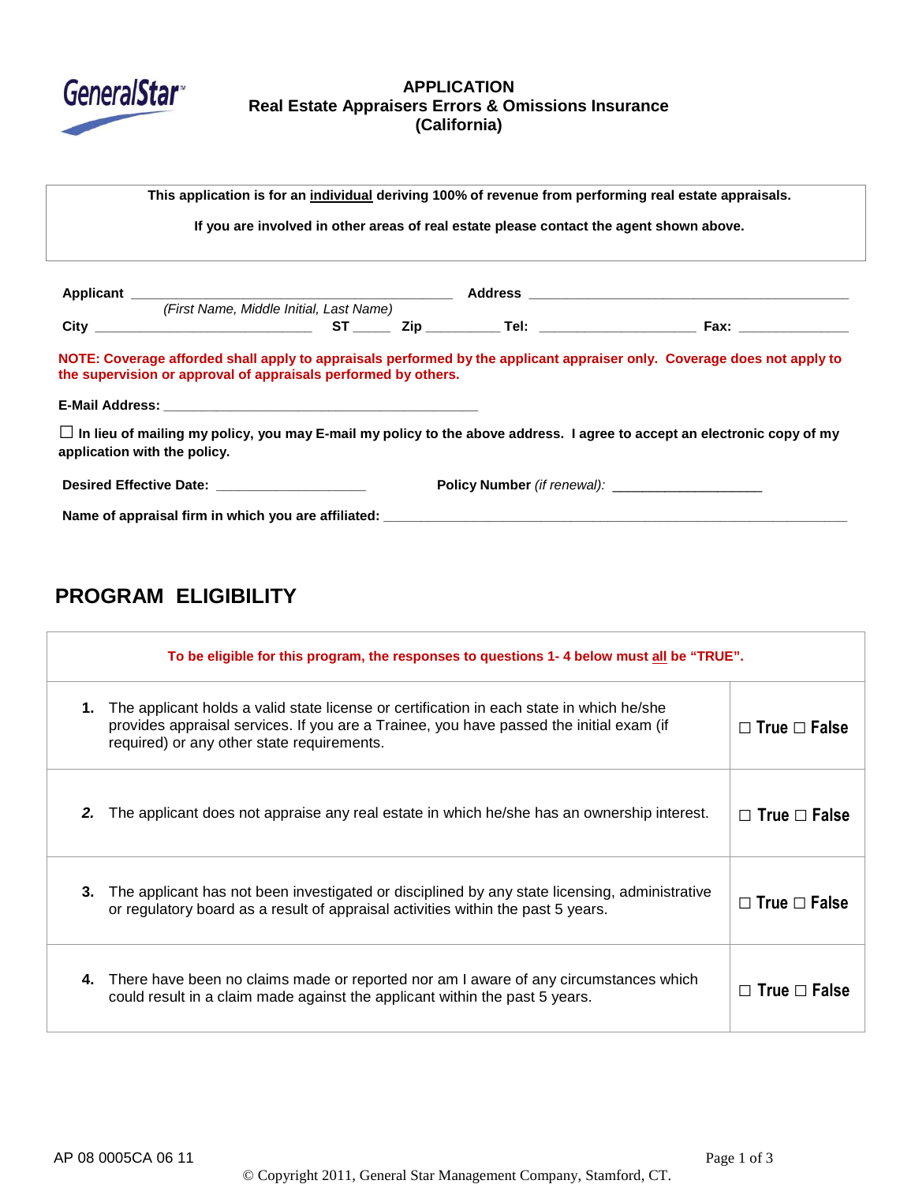GeneralStar™

# APPLICATION
## Real Estate Appraisers Errors & Omissions Insurance
## (California)

**This application is for an individual deriving 100% of revenue from performing real estate appraisals.**

**If you are involved in other areas of real estate please contact the agent shown above.**

**Applicant** ______________________________________ **Address** ________________________________________
*(First Name, Middle Initial, Last Name)*

**City** _________________________ **ST** _____ **Zip** _________ **Tel:** ___________________ **Fax:** _____________

**NOTE: Coverage afforded shall apply to appraisals performed by the applicant appraiser only. Coverage does not apply to the supervision or approval of appraisals performed by others.**

**E-Mail Address:** ________________________________________

☐ **In lieu of mailing my policy, you may E-mail my policy to the above address. I agree to accept an electronic copy of my application with the policy.**

**Desired Effective Date:** ___________________ **Policy Number** *(if renewal)*: ___________________

**Name of appraisal firm in which you are affiliated:** ____________________________________________________________

## PROGRAM ELIGIBILITY

| To be eligible for this program, the responses to questions 1- 4 below must all be "TRUE". | |
|---|---|
| **1.** The applicant holds a valid state license or certification in each state in which he/she provides appraisal services. If you are a Trainee, you have passed the initial exam (if required) or any other state requirements. | ☐ True ☐ False |
| **2.** The applicant does not appraise any real estate in which he/she has an ownership interest. | ☐ True ☐ False |
| **3.** The applicant has not been investigated or disciplined by any state licensing, administrative or regulatory board as a result of appraisal activities within the past 5 years. | ☐ True ☐ False |
| **4.** There have been no claims made or reported nor am I aware of any circumstances which could result in a claim made against the applicant within the past 5 years. | ☐ True ☐ False |

AP 08 0005CA 06 11

© Copyright 2011, General Star Management Company, Stamford, CT.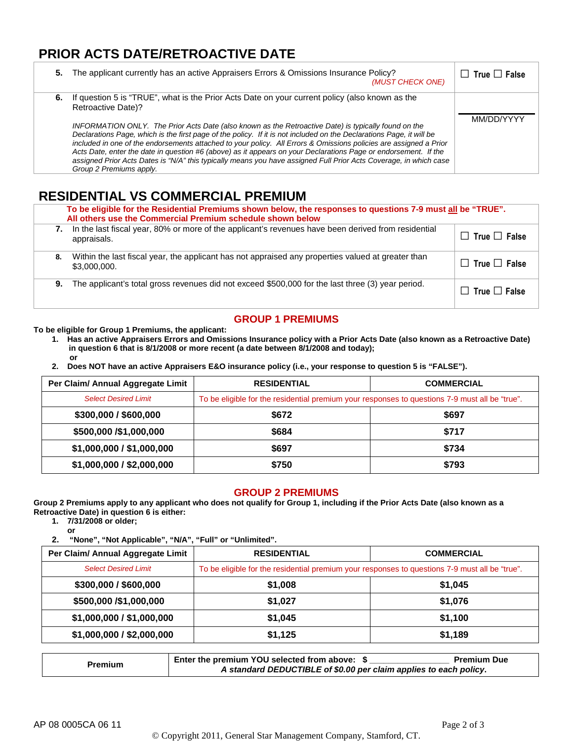## PRIOR ACTS DATE/RETROACTIVE DATE

| | |
|---|---|
| **5.** The applicant currently has an active Appraisers Errors & Omissions Insurance Policy? *(MUST CHECK ONE)* | ☐ True ☐ False |
| **6.** If question 5 is "TRUE", what is the Prior Acts Date on your current policy (also known as the Retroactive Date)?<br><br>*INFORMATION ONLY. The Prior Acts Date (also known as the Retroactive Date) is typically found on the Declarations Page, which is the first page of the policy. If it is not included on the Declarations Page, it will be included in one of the endorsements attached to your policy. All Errors & Omissions policies are assigned a Prior Acts Date, enter the date in question #6 (above) as it appears on your Declarations Page or endorsement. If the assigned Prior Acts Dates is "N/A" this typically means you have assigned Full Prior Acts Coverage, in which case Group 2 Premiums apply.* | ____________<br>MM/DD/YYYY |

## RESIDENTIAL VS COMMERCIAL PREMIUM

**To be eligible for the Residential Premiums shown below, the responses to questions 7-9 must all be "TRUE". All others use the Commercial Premium schedule shown below**

| | |
|---|---|
| **7.** In the last fiscal year, 80% or more of the applicant's revenues have been derived from residential appraisals. | ☐ True ☐ False |
| **8.** Within the last fiscal year, the applicant has not appraised any properties valued at greater than $3,000,000. | ☐ True ☐ False |
| **9.** The applicant's total gross revenues did not exceed $500,000 for the last three (3) year period. | ☐ True ☐ False |

### GROUP 1 PREMIUMS

**To be eligible for Group 1 Premiums, the applicant:**

1. **Has an active Appraisers Errors and Omissions Insurance policy with a Prior Acts Date (also known as a Retroactive Date) in question 6 that is 8/1/2008 or more recent (a date between 8/1/2008 and today);**
   **or**
2. **Does NOT have an active Appraisers E&O insurance policy (i.e., your response to question 5 is "FALSE").**

| Per Claim/ Annual Aggregate Limit | RESIDENTIAL | COMMERCIAL |
|---|---|---|
| *Select Desired Limit* | To be eligible for the residential premium your responses to questions 7-9 must all be "true". | |
| **$300,000 / $600,000** | **$672** | **$697** |
| **$500,000 /$1,000,000** | **$684** | **$717** |
| **$1,000,000 / $1,000,000** | **$697** | **$734** |
| **$1,000,000 / $2,000,000** | **$750** | **$793** |

### GROUP 2 PREMIUMS

**Group 2 Premiums apply to any applicant who does not qualify for Group 1, including if the Prior Acts Date (also known as a Retroactive Date) in question 6 is either:**

1. **7/31/2008 or older;**
   **or**
2. **"None", "Not Applicable", "N/A", "Full" or "Unlimited".**

| Per Claim/ Annual Aggregate Limit | RESIDENTIAL | COMMERCIAL |
|---|---|---|
| *Select Desired Limit* | To be eligible for the residential premium your responses to questions 7-9 must all be "true". | |
| **$300,000 / $600,000** | **$1,008** | **$1,045** |
| **$500,000 /$1,000,000** | **$1,027** | **$1,076** |
| **$1,000,000 / $1,000,000** | **$1,045** | **$1,100** |
| **$1,000,000 / $2,000,000** | **$1,125** | **$1,189** |

| | |
|---|---|
| **Premium** | **Enter the premium YOU selected from above: $ ________________ Premium Due**<br>***A standard DEDUCTIBLE of $0.00 per claim applies to each policy.*** |

AP 08 0005CA 06 11

© Copyright 2011, General Star Management Company, Stamford, CT.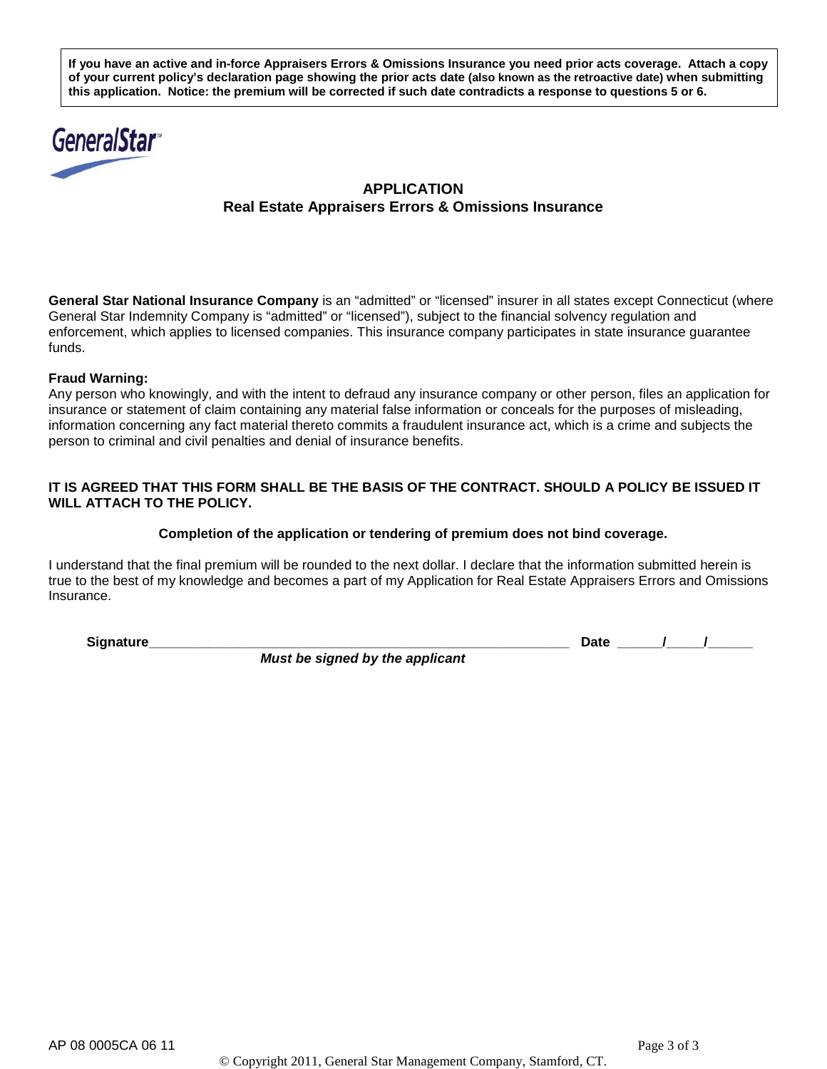**If you have an active and in-force Appraisers Errors & Omissions Insurance you need prior acts coverage. Attach a copy of your current policy's declaration page showing the prior acts date (also known as the retroactive date) when submitting this application. Notice: the premium will be corrected if such date contradicts a response to questions 5 or 6.**

GeneralStar™

## APPLICATION
## Real Estate Appraisers Errors & Omissions Insurance

**General Star National Insurance Company** is an "admitted" or "licensed" insurer in all states except Connecticut (where General Star Indemnity Company is "admitted" or "licensed"), subject to the financial solvency regulation and enforcement, which applies to licensed companies. This insurance company participates in state insurance guarantee funds.

**Fraud Warning:**
Any person who knowingly, and with the intent to defraud any insurance company or other person, files an application for insurance or statement of claim containing any material false information or conceals for the purposes of misleading, information concerning any fact material thereto commits a fraudulent insurance act, which is a crime and subjects the person to criminal and civil penalties and denial of insurance benefits.

**IT IS AGREED THAT THIS FORM SHALL BE THE BASIS OF THE CONTRACT. SHOULD A POLICY BE ISSUED IT WILL ATTACH TO THE POLICY.**

**Completion of the application or tendering of premium does not bind coverage.**

I understand that the final premium will be rounded to the next dollar. I declare that the information submitted herein is true to the best of my knowledge and becomes a part of my Application for Real Estate Appraisers Errors and Omissions Insurance.

**Signature**_______________________________________________________ **Date** ______/_____/______

***Must be signed by the applicant***

AP 08 0005CA 06 11

© Copyright 2011, General Star Management Company, Stamford, CT.